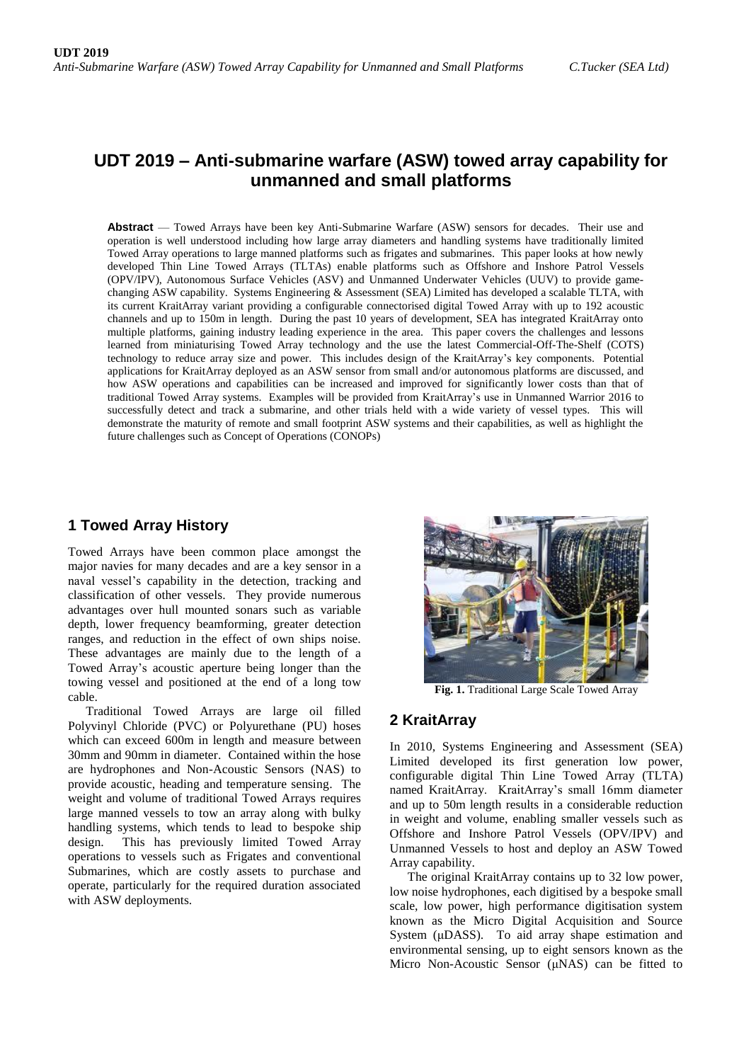# UDT 2019 – Anti-submarine warfare (ASW) towed array capability for unmanned and small platforms

**Abstract** — Towed Arrays have been key Anti-Submarine Warfare (ASW) sensors for decades. Their use and operation is well understood including how large array diameters and handling systems have traditionally limited Towed Array operations to large manned platforms such as frigates and submarines. This paper looks at how newly developed Thin Line Towed Arrays (TLTAs) enable platforms such as Offshore and Inshore Patrol Vessels (OPV/IPV), Autonomous Surface Vehicles (ASV) and Unmanned Underwater Vehicles (UUV) to provide game-changing ASW capability. Systems Engineering & Assessment (SEA) Limited has developed a scalable TLTA, with its current KraitArray variant providing a configurable connectorised digital Towed Array with up to 192 acoustic channels and up to 150m in length. During the past 10 years of development, SEA has integrated KraitArray onto multiple platforms, gaining industry leading experience in the area. This paper covers the challenges and lessons learned from miniaturising Towed Array technology and the use the latest Commercial-Off-The-Shelf (COTS) technology to reduce array size and power. This includes design of the KraitArray's key components. Potential applications for KraitArray deployed as an ASW sensor from small and/or autonomous platforms are discussed, and how ASW operations and capabilities can be increased and improved for significantly lower costs than that of traditional Towed Array systems. Examples will be provided from KraitArray's use in Unmanned Warrior 2016 to successfully detect and track a submarine, and other trials held with a wide variety of vessel types. This will demonstrate the maturity of remote and small footprint ASW systems and their capabilities, as well as highlight the future challenges such as Concept of Operations (CONOPs)

## 1 Towed Array History

Towed Arrays have been common place amongst the major navies for many decades and are a key sensor in a naval vessel's capability in the detection, tracking and classification of other vessels. They provide numerous advantages over hull mounted sonars such as variable depth, lower frequency beamforming, greater detection ranges, and reduction in the effect of own ships noise. These advantages are mainly due to the length of a Towed Array's acoustic aperture being longer than the towing vessel and positioned at the end of a long tow cable.

Traditional Towed Arrays are large oil filled Polyvinyl Chloride (PVC) or Polyurethane (PU) hoses which can exceed 600m in length and measure between 30mm and 90mm in diameter. Contained within the hose are hydrophones and Non-Acoustic Sensors (NAS) to provide acoustic, heading and temperature sensing. The weight and volume of traditional Towed Arrays requires large manned vessels to tow an array along with bulky handling systems, which tends to lead to bespoke ship design. This has previously limited Towed Array operations to vessels such as Frigates and conventional Submarines, which are costly assets to purchase and operate, particularly for the required duration associated with ASW deployments.

**Fig. 1.** Traditional Large Scale Towed Array

## 2 KraitArray

In 2010, Systems Engineering and Assessment (SEA) Limited developed its first generation low power, configurable digital Thin Line Towed Array (TLTA) named KraitArray. KraitArray's small 16mm diameter and up to 50m length results in a considerable reduction in weight and volume, enabling smaller vessels such as Offshore and Inshore Patrol Vessels (OPV/IPV) and Unmanned Vessels to host and deploy an ASW Towed Array capability.

The original KraitArray contains up to 32 low power, low noise hydrophones, each digitised by a bespoke small scale, low power, high performance digitisation system known as the Micro Digital Acquisition and Source System (μDASS). To aid array shape estimation and environmental sensing, up to eight sensors known as the Micro Non-Acoustic Sensor (μNAS) can be fitted to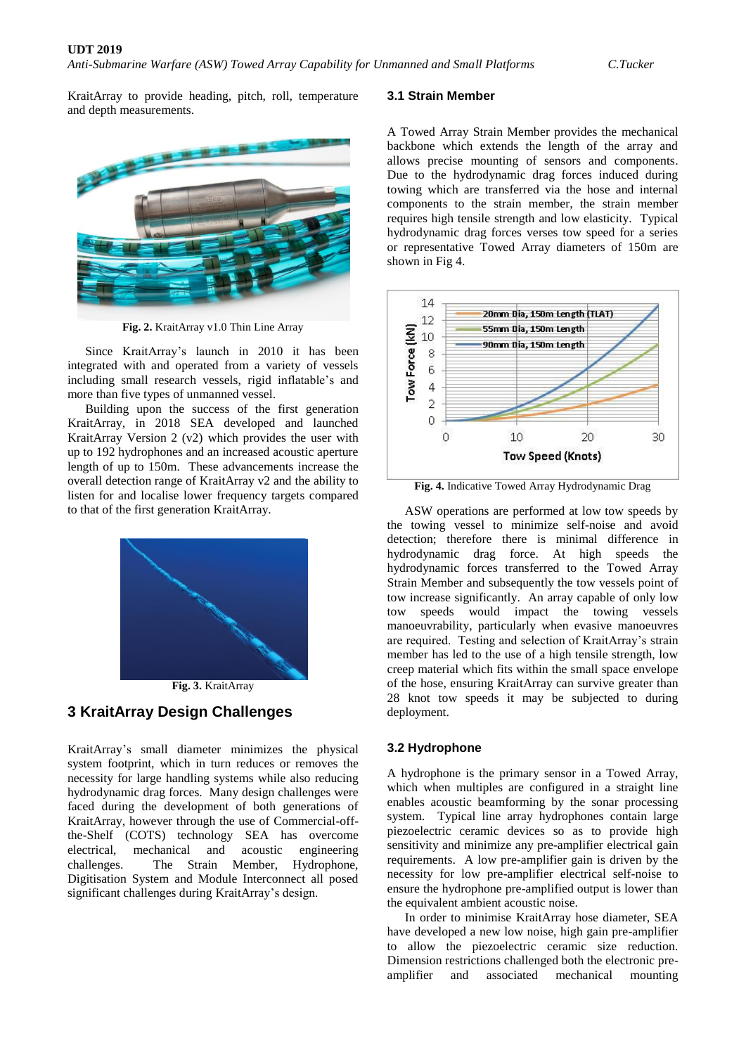KraitArray to provide heading, pitch, roll, temperature and depth measurements.

Fig. 2. KraitArray v1.0 Thin Line Array

Since KraitArray's launch in 2010 it has been integrated with and operated from a variety of vessels including small research vessels, rigid inflatable's and more than five types of unmanned vessel.

Building upon the success of the first generation KraitArray, in 2018 SEA developed and launched KraitArray Version 2 (v2) which provides the user with up to 192 hydrophones and an increased acoustic aperture length of up to 150m. These advancements increase the overall detection range of KraitArray v2 and the ability to listen for and localise lower frequency targets compared to that of the first generation KraitArray.

Fig. 3. KraitArray

## 3 KraitArray Design Challenges

KraitArray's small diameter minimizes the physical system footprint, which in turn reduces or removes the necessity for large handling systems while also reducing hydrodynamic drag forces. Many design challenges were faced during the development of both generations of KraitArray, however through the use of Commercial-off-the-Shelf (COTS) technology SEA has overcome electrical, mechanical and acoustic engineering challenges. The Strain Member, Hydrophone, Digitisation System and Module Interconnect all posed significant challenges during KraitArray's design.

### 3.1 Strain Member

A Towed Array Strain Member provides the mechanical backbone which extends the length of the array and allows precise mounting of sensors and components. Due to the hydrodynamic drag forces induced during towing which are transferred via the hose and internal components to the strain member, the strain member requires high tensile strength and low elasticity. Typical hydrodynamic drag forces verses tow speed for a series or representative Towed Array diameters of 150m are shown in Fig 4.

Fig. 4. Indicative Towed Array Hydrodynamic Drag

ASW operations are performed at low tow speeds by the towing vessel to minimize self-noise and avoid detection; therefore there is minimal difference in hydrodynamic drag force. At high speeds the hydrodynamic forces transferred to the Towed Array Strain Member and subsequently the tow vessels point of tow increase significantly. An array capable of only low tow speeds would impact the towing vessels manoeuvrability, particularly when evasive manoeuvres are required. Testing and selection of KraitArray's strain member has led to the use of a high tensile strength, low creep material which fits within the small space envelope of the hose, ensuring KraitArray can survive greater than 28 knot tow speeds it may be subjected to during deployment.

### 3.2 Hydrophone

A hydrophone is the primary sensor in a Towed Array, which when multiples are configured in a straight line enables acoustic beamforming by the sonar processing system. Typical line array hydrophones contain large piezoelectric ceramic devices so as to provide high sensitivity and minimize any pre-amplifier electrical gain requirements. A low pre-amplifier gain is driven by the necessity for low pre-amplifier electrical self-noise to ensure the hydrophone pre-amplified output is lower than the equivalent ambient acoustic noise.

In order to minimise KraitArray hose diameter, SEA have developed a new low noise, high gain pre-amplifier to allow the piezoelectric ceramic size reduction. Dimension restrictions challenged both the electronic pre-amplifier and associated mechanical mounting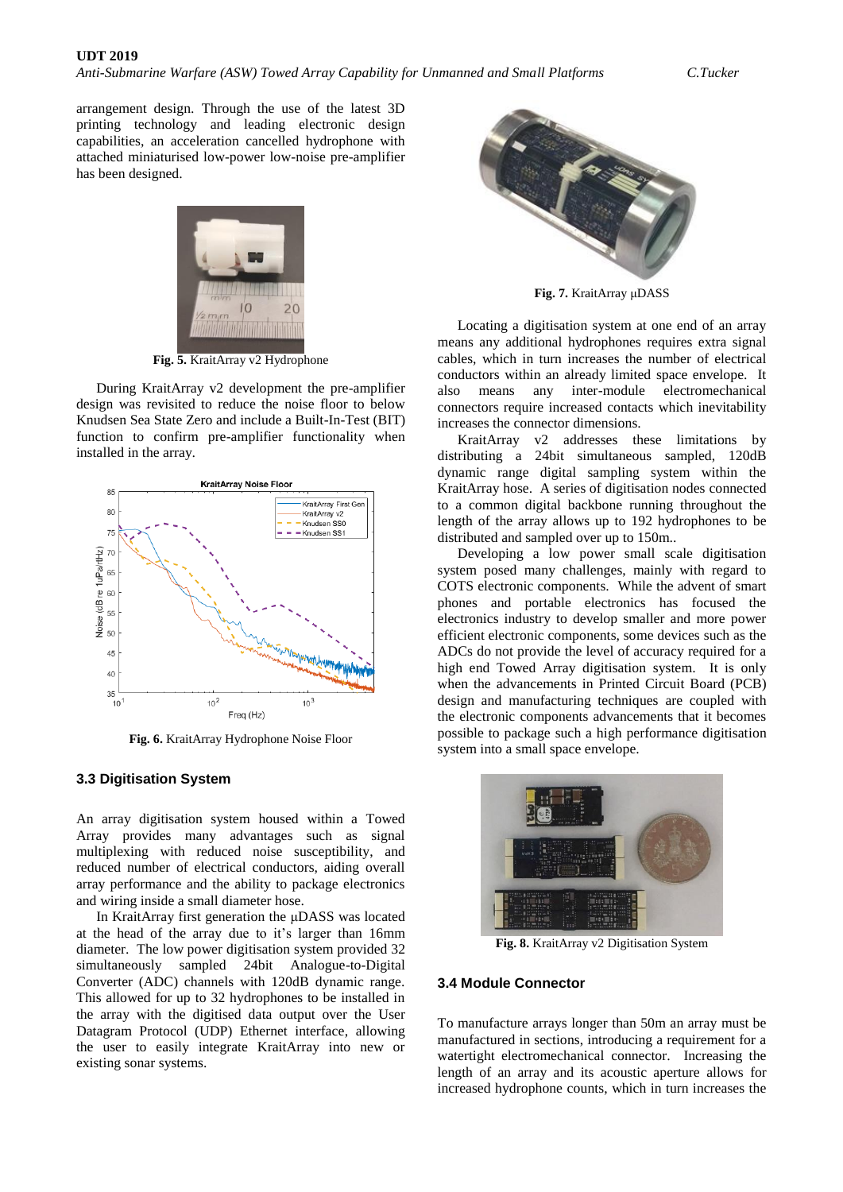arrangement design. Through the use of the latest 3D printing technology and leading electronic design capabilities, an acceleration cancelled hydrophone with attached miniaturised low-power low-noise pre-amplifier has been designed.

**Fig. 5.** KraitArray v2 Hydrophone

During KraitArray v2 development the pre-amplifier design was revisited to reduce the noise floor to below Knudsen Sea State Zero and include a Built-In-Test (BIT) function to confirm pre-amplifier functionality when installed in the array.

**Fig. 6.** KraitArray Hydrophone Noise Floor

### 3.3 Digitisation System

An array digitisation system housed within a Towed Array provides many advantages such as signal multiplexing with reduced noise susceptibility, and reduced number of electrical conductors, aiding overall array performance and the ability to package electronics and wiring inside a small diameter hose.

In KraitArray first generation the µDASS was located at the head of the array due to it's larger than 16mm diameter. The low power digitisation system provided 32 simultaneously sampled 24bit Analogue-to-Digital Converter (ADC) channels with 120dB dynamic range. This allowed for up to 32 hydrophones to be installed in the array with the digitised data output over the User Datagram Protocol (UDP) Ethernet interface, allowing the user to easily integrate KraitArray into new or existing sonar systems.

**Fig. 7.** KraitArray µDASS

Locating a digitisation system at one end of an array means any additional hydrophones requires extra signal cables, which in turn increases the number of electrical conductors within an already limited space envelope. It also means any inter-module electromechanical connectors require increased contacts which inevitability increases the connector dimensions.

KraitArray v2 addresses these limitations by distributing a 24bit simultaneous sampled, 120dB dynamic range digital sampling system within the KraitArray hose. A series of digitisation nodes connected to a common digital backbone running throughout the length of the array allows up to 192 hydrophones to be distributed and sampled over up to 150m..

Developing a low power small scale digitisation system posed many challenges, mainly with regard to COTS electronic components. While the advent of smart phones and portable electronics has focused the electronics industry to develop smaller and more power efficient electronic components, some devices such as the ADCs do not provide the level of accuracy required for a high end Towed Array digitisation system. It is only when the advancements in Printed Circuit Board (PCB) design and manufacturing techniques are coupled with the electronic components advancements that it becomes possible to package such a high performance digitisation system into a small space envelope.

**Fig. 8.** KraitArray v2 Digitisation System

### 3.4 Module Connector

To manufacture arrays longer than 50m an array must be manufactured in sections, introducing a requirement for a watertight electromechanical connector. Increasing the length of an array and its acoustic aperture allows for increased hydrophone counts, which in turn increases the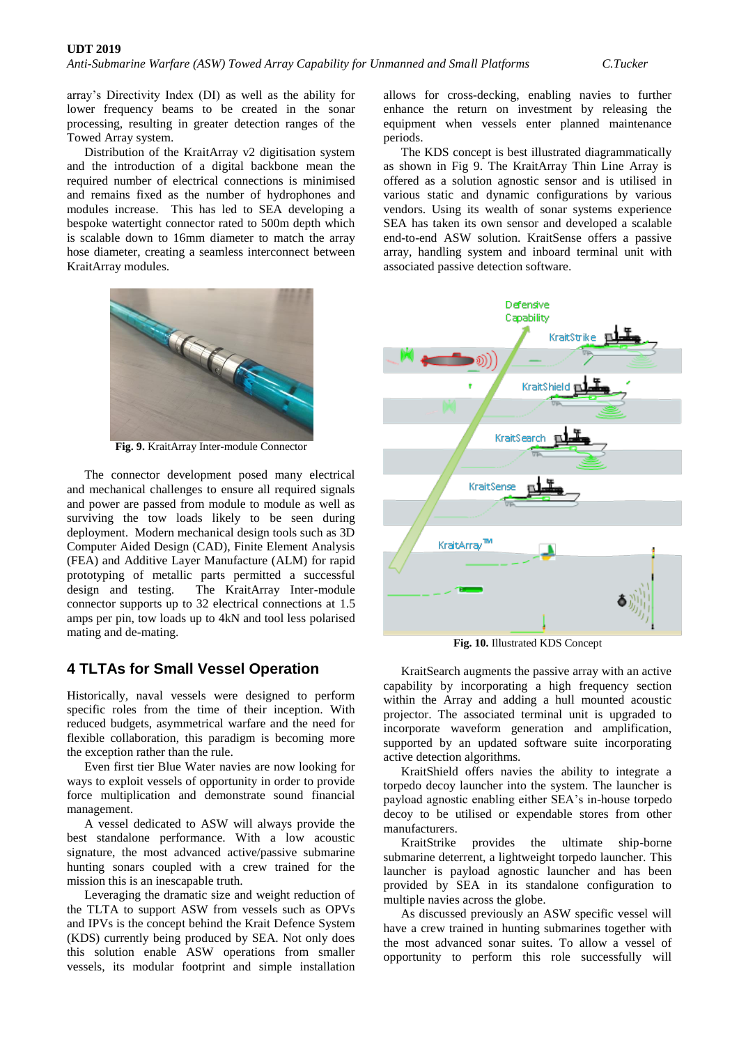array's Directivity Index (DI) as well as the ability for lower frequency beams to be created in the sonar processing, resulting in greater detection ranges of the Towed Array system.

Distribution of the KraitArray v2 digitisation system and the introduction of a digital backbone mean the required number of electrical connections is minimised and remains fixed as the number of hydrophones and modules increase. This has led to SEA developing a bespoke watertight connector rated to 500m depth which is scalable down to 16mm diameter to match the array hose diameter, creating a seamless interconnect between KraitArray modules.

**Fig. 9.** KraitArray Inter-module Connector

The connector development posed many electrical and mechanical challenges to ensure all required signals and power are passed from module to module as well as surviving the tow loads likely to be seen during deployment. Modern mechanical design tools such as 3D Computer Aided Design (CAD), Finite Element Analysis (FEA) and Additive Layer Manufacture (ALM) for rapid prototyping of metallic parts permitted a successful design and testing. The KraitArray Inter-module connector supports up to 32 electrical connections at 1.5 amps per pin, tow loads up to 4kN and tool less polarised mating and de-mating.

## 4 TLTAs for Small Vessel Operation

Historically, naval vessels were designed to perform specific roles from the time of their inception. With reduced budgets, asymmetrical warfare and the need for flexible collaboration, this paradigm is becoming more the exception rather than the rule.

Even first tier Blue Water navies are now looking for ways to exploit vessels of opportunity in order to provide force multiplication and demonstrate sound financial management.

A vessel dedicated to ASW will always provide the best standalone performance. With a low acoustic signature, the most advanced active/passive submarine hunting sonars coupled with a crew trained for the mission this is an inescapable truth.

Leveraging the dramatic size and weight reduction of the TLTA to support ASW from vessels such as OPVs and IPVs is the concept behind the Krait Defence System (KDS) currently being produced by SEA. Not only does this solution enable ASW operations from smaller vessels, its modular footprint and simple installation allows for cross-decking, enabling navies to further enhance the return on investment by releasing the equipment when vessels enter planned maintenance periods.

The KDS concept is best illustrated diagrammatically as shown in Fig 9. The KraitArray Thin Line Array is offered as a solution agnostic sensor and is utilised in various static and dynamic configurations by various vendors. Using its wealth of sonar systems experience SEA has taken its own sensor and developed a scalable end-to-end ASW solution. KraitSense offers a passive array, handling system and inboard terminal unit with associated passive detection software.

**Fig. 10.** Illustrated KDS Concept

KraitSearch augments the passive array with an active capability by incorporating a high frequency section within the Array and adding a hull mounted acoustic projector. The associated terminal unit is upgraded to incorporate waveform generation and amplification, supported by an updated software suite incorporating active detection algorithms.

KraitShield offers navies the ability to integrate a torpedo decoy launcher into the system. The launcher is payload agnostic enabling either SEA's in-house torpedo decoy to be utilised or expendable stores from other manufacturers.

KraitStrike provides the ultimate ship-borne submarine deterrent, a lightweight torpedo launcher. This launcher is payload agnostic launcher and has been provided by SEA in its standalone configuration to multiple navies across the globe.

As discussed previously an ASW specific vessel will have a crew trained in hunting submarines together with the most advanced sonar suites. To allow a vessel of opportunity to perform this role successfully will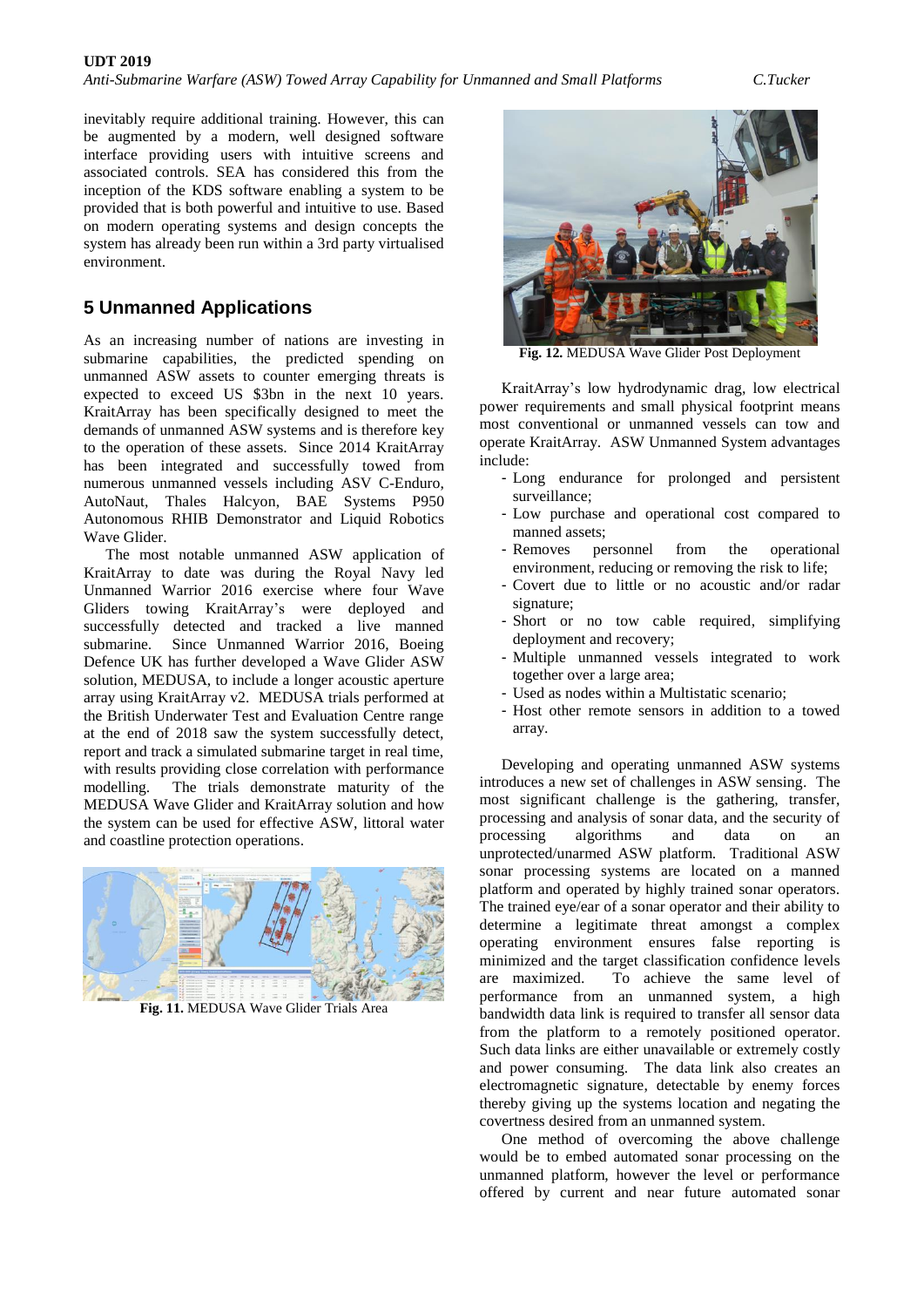inevitably require additional training. However, this can be augmented by a modern, well designed software interface providing users with intuitive screens and associated controls. SEA has considered this from the inception of the KDS software enabling a system to be provided that is both powerful and intuitive to use. Based on modern operating systems and design concepts the system has already been run within a 3rd party virtualised environment.

## 5 Unmanned Applications

As an increasing number of nations are investing in submarine capabilities, the predicted spending on unmanned ASW assets to counter emerging threats is expected to exceed US $3bn in the next 10 years. KraitArray has been specifically designed to meet the demands of unmanned ASW systems and is therefore key to the operation of these assets. Since 2014 KraitArray has been integrated and successfully towed from numerous unmanned vessels including ASV C-Enduro, AutoNaut, Thales Halcyon, BAE Systems P950 Autonomous RHIB Demonstrator and Liquid Robotics Wave Glider.

The most notable unmanned ASW application of KraitArray to date was during the Royal Navy led Unmanned Warrior 2016 exercise where four Wave Gliders towing KraitArray's were deployed and successfully detected and tracked a live manned submarine. Since Unmanned Warrior 2016, Boeing Defence UK has further developed a Wave Glider ASW solution, MEDUSA, to include a longer acoustic aperture array using KraitArray v2. MEDUSA trials performed at the British Underwater Test and Evaluation Centre range at the end of 2018 saw the system successfully detect, report and track a simulated submarine target in real time, with results providing close correlation with performance modelling. The trials demonstrate maturity of the MEDUSA Wave Glider and KraitArray solution and how the system can be used for effective ASW, littoral water and coastline protection operations.

**Fig. 11.** MEDUSA Wave Glider Trials Area

**Fig. 12.** MEDUSA Wave Glider Post Deployment

KraitArray's low hydrodynamic drag, low electrical power requirements and small physical footprint means most conventional or unmanned vessels can tow and operate KraitArray. ASW Unmanned System advantages include:

- Long endurance for prolonged and persistent surveillance;
- Low purchase and operational cost compared to manned assets;
- Removes personnel from the operational environment, reducing or removing the risk to life;
- Covert due to little or no acoustic and/or radar signature;
- Short or no tow cable required, simplifying deployment and recovery;
- Multiple unmanned vessels integrated to work together over a large area;
- Used as nodes within a Multistatic scenario;
- Host other remote sensors in addition to a towed array.

Developing and operating unmanned ASW systems introduces a new set of challenges in ASW sensing. The most significant challenge is the gathering, transfer, processing and analysis of sonar data, and the security of processing algorithms and data on an unprotected/unarmed ASW platform. Traditional ASW sonar processing systems are located on a manned platform and operated by highly trained sonar operators. The trained eye/ear of a sonar operator and their ability to determine a legitimate threat amongst a complex operating environment ensures false reporting is minimized and the target classification confidence levels are maximized. To achieve the same level of performance from an unmanned system, a high bandwidth data link is required to transfer all sensor data from the platform to a remotely positioned operator. Such data links are either unavailable or extremely costly and power consuming. The data link also creates an electromagnetic signature, detectable by enemy forces thereby giving up the systems location and negating the covertness desired from an unmanned system.

One method of overcoming the above challenge would be to embed automated sonar processing on the unmanned platform, however the level or performance offered by current and near future automated sonar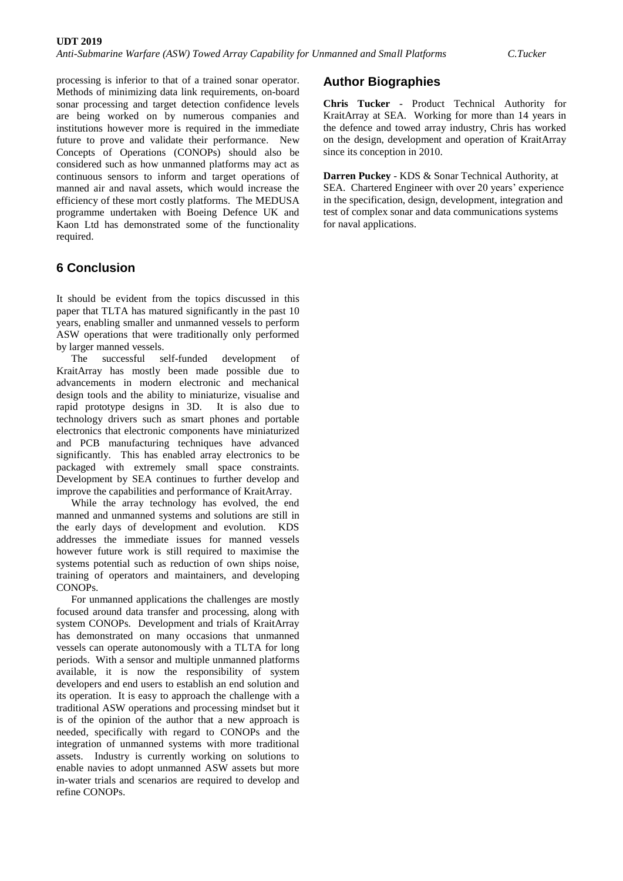processing is inferior to that of a trained sonar operator. Methods of minimizing data link requirements, on-board sonar processing and target detection confidence levels are being worked on by numerous companies and institutions however more is required in the immediate future to prove and validate their performance. New Concepts of Operations (CONOPs) should also be considered such as how unmanned platforms may act as continuous sensors to inform and target operations of manned air and naval assets, which would increase the efficiency of these mort costly platforms. The MEDUSA programme undertaken with Boeing Defence UK and Kaon Ltd has demonstrated some of the functionality required.

## 6 Conclusion

It should be evident from the topics discussed in this paper that TLTA has matured significantly in the past 10 years, enabling smaller and unmanned vessels to perform ASW operations that were traditionally only performed by larger manned vessels.

The successful self-funded development of KraitArray has mostly been made possible due to advancements in modern electronic and mechanical design tools and the ability to miniaturize, visualise and rapid prototype designs in 3D. It is also due to technology drivers such as smart phones and portable electronics that electronic components have miniaturized and PCB manufacturing techniques have advanced significantly. This has enabled array electronics to be packaged with extremely small space constraints. Development by SEA continues to further develop and improve the capabilities and performance of KraitArray.

While the array technology has evolved, the end manned and unmanned systems and solutions are still in the early days of development and evolution. KDS addresses the immediate issues for manned vessels however future work is still required to maximise the systems potential such as reduction of own ships noise, training of operators and maintainers, and developing CONOPs.

For unmanned applications the challenges are mostly focused around data transfer and processing, along with system CONOPs. Development and trials of KraitArray has demonstrated on many occasions that unmanned vessels can operate autonomously with a TLTA for long periods. With a sensor and multiple unmanned platforms available, it is now the responsibility of system developers and end users to establish an end solution and its operation. It is easy to approach the challenge with a traditional ASW operations and processing mindset but it is of the opinion of the author that a new approach is needed, specifically with regard to CONOPs and the integration of unmanned systems with more traditional assets. Industry is currently working on solutions to enable navies to adopt unmanned ASW assets but more in-water trials and scenarios are required to develop and refine CONOPs.

## Author Biographies

**Chris Tucker** - Product Technical Authority for KraitArray at SEA. Working for more than 14 years in the defence and towed array industry, Chris has worked on the design, development and operation of KraitArray since its conception in 2010.

**Darren Puckey** - KDS & Sonar Technical Authority, at SEA. Chartered Engineer with over 20 years' experience in the specification, design, development, integration and test of complex sonar and data communications systems for naval applications.